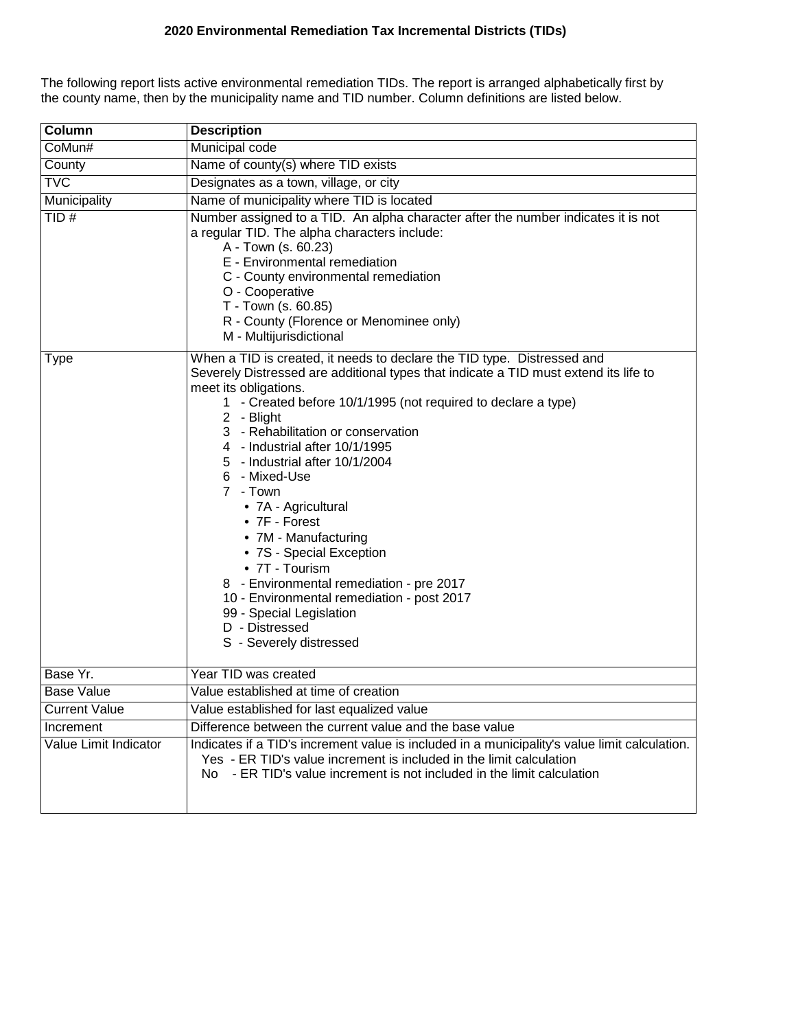# 2020 Environmental Remediation Tax Incremental Districts (TIDs)

The following report lists active environmental remediation TIDs. The report is arranged alphabetically first by the county name, then by the municipality name and TID number. Column definitions are listed below.

| Column | Description |
|---|---|
| CoMun# | Municipal code |
| County | Name of county(s) where TID exists |
| TVC | Designates as a town, village, or city |
| Municipality | Name of municipality where TID is located |
| TID # | Number assigned to a TID. An alpha character after the number indicates it is not a regular TID. The alpha characters include:<br>A - Town (s. 60.23)<br>E - Environmental remediation<br>C - County environmental remediation<br>O - Cooperative<br>T - Town (s. 60.85)<br>R - County (Florence or Menominee only)<br>M - Multijurisdictional |
| Type | When a TID is created, it needs to declare the TID type. Distressed and Severely Distressed are additional types that indicate a TID must extend its life to meet its obligations.<br>1 - Created before 10/1/1995 (not required to declare a type)<br>2 - Blight<br>3 - Rehabilitation or conservation<br>4 - Industrial after 10/1/1995<br>5 - Industrial after 10/1/2004<br>6 - Mixed-Use<br>7 - Town<br>• 7A - Agricultural<br>• 7F - Forest<br>• 7M - Manufacturing<br>• 7S - Special Exception<br>• 7T - Tourism<br>8 - Environmental remediation - pre 2017<br>10 - Environmental remediation - post 2017<br>99 - Special Legislation<br>D - Distressed<br>S - Severely distressed |
| Base Yr. | Year TID was created |
| Base Value | Value established at time of creation |
| Current Value | Value established for last equalized value |
| Increment | Difference between the current value and the base value |
| Value Limit Indicator | Indicates if a TID's increment value is included in a municipality's value limit calculation.<br>Yes - ER TID's value increment is included in the limit calculation<br>No - ER TID's value increment is not included in the limit calculation |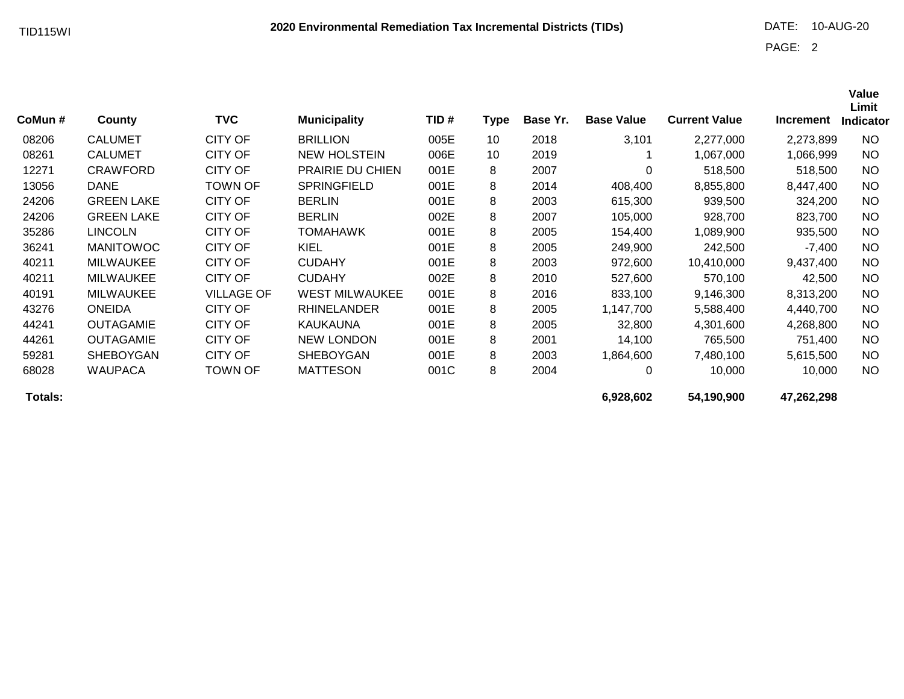TID115WI

# 2020 Environmental Remediation Tax Incremental Districts (TIDs)

DATE: 10-AUG-20

| CoMun # | County | TVC | Municipality | TID # | Type | Base Yr. | Base Value | Current Value | Increment | Value Limit Indicator |
|---|---|---|---|---|---|---|---|---|---|---|
| 08206 | CALUMET | CITY OF | BRILLION | 005E | 10 | 2018 | 3,101 | 2,277,000 | 2,273,899 | NO |
| 08261 | CALUMET | CITY OF | NEW HOLSTEIN | 006E | 10 | 2019 | 1 | 1,067,000 | 1,066,999 | NO |
| 12271 | CRAWFORD | CITY OF | PRAIRIE DU CHIEN | 001E | 8 | 2007 | 0 | 518,500 | 518,500 | NO |
| 13056 | DANE | TOWN OF | SPRINGFIELD | 001E | 8 | 2014 | 408,400 | 8,855,800 | 8,447,400 | NO |
| 24206 | GREEN LAKE | CITY OF | BERLIN | 001E | 8 | 2003 | 615,300 | 939,500 | 324,200 | NO |
| 24206 | GREEN LAKE | CITY OF | BERLIN | 002E | 8 | 2007 | 105,000 | 928,700 | 823,700 | NO |
| 35286 | LINCOLN | CITY OF | TOMAHAWK | 001E | 8 | 2005 | 154,400 | 1,089,900 | 935,500 | NO |
| 36241 | MANITOWOC | CITY OF | KIEL | 001E | 8 | 2005 | 249,900 | 242,500 | -7,400 | NO |
| 40211 | MILWAUKEE | CITY OF | CUDAHY | 001E | 8 | 2003 | 972,600 | 10,410,000 | 9,437,400 | NO |
| 40211 | MILWAUKEE | CITY OF | CUDAHY | 002E | 8 | 2010 | 527,600 | 570,100 | 42,500 | NO |
| 40191 | MILWAUKEE | VILLAGE OF | WEST MILWAUKEE | 001E | 8 | 2016 | 833,100 | 9,146,300 | 8,313,200 | NO |
| 43276 | ONEIDA | CITY OF | RHINELANDER | 001E | 8 | 2005 | 1,147,700 | 5,588,400 | 4,440,700 | NO |
| 44241 | OUTAGAMIE | CITY OF | KAUKAUNA | 001E | 8 | 2005 | 32,800 | 4,301,600 | 4,268,800 | NO |
| 44261 | OUTAGAMIE | CITY OF | NEW LONDON | 001E | 8 | 2001 | 14,100 | 765,500 | 751,400 | NO |
| 59281 | SHEBOYGAN | CITY OF | SHEBOYGAN | 001E | 8 | 2003 | 1,864,600 | 7,480,100 | 5,615,500 | NO |
| 68028 | WAUPACA | TOWN OF | MATTESON | 001C | 8 | 2004 | 0 | 10,000 | 10,000 | NO |
| **Totals:** | | | | | | | **6,928,602** | **54,190,900** | **47,262,298** | |